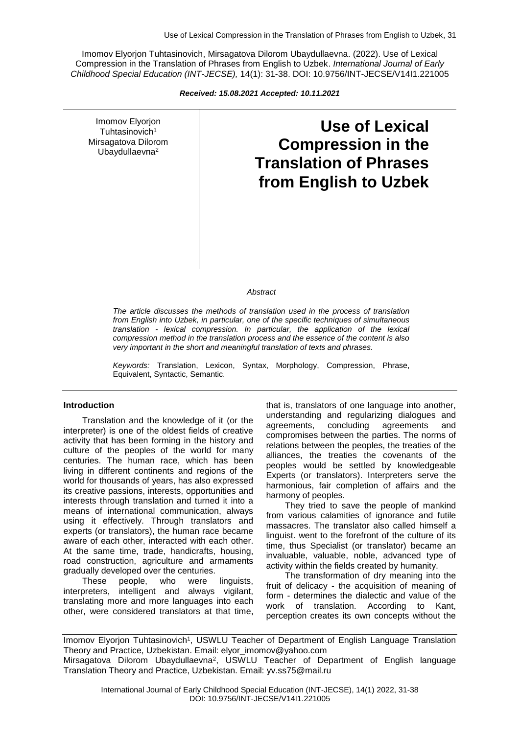Imomov Elyorjon Tuhtasinovich, Mirsagatova Dilorom Ubaydullaevna. (2022). Use of Lexical Compression in the Translation of Phrases from English to Uzbek. *International Journal of Early Childhood Special Education (INT-JECSE),* 14(1): 31-38. DOI: 10.9756/INT-JECSE/V14I1.221005

***Received: 15.08.2021 Accepted: 10.11.2021***

Imomov Elyorjon Tuhtasinovich[1]
Mirsagatova Dilorom Ubaydullaevna[2]

# Use of Lexical Compression in the Translation of Phrases from English to Uzbek

*Abstract*

*The article discusses the methods of translation used in the process of translation from English into Uzbek, in particular, one of the specific techniques of simultaneous translation - lexical compression. In particular, the application of the lexical compression method in the translation process and the essence of the content is also very important in the short and meaningful translation of texts and phrases.*

*Keywords:* Translation, Lexicon, Syntax, Morphology, Compression, Phrase, Equivalent, Syntactic, Semantic.

## Introduction

Translation and the knowledge of it (or the interpreter) is one of the oldest fields of creative activity that has been forming in the history and culture of the peoples of the world for many centuries. The human race, which has been living in different continents and regions of the world for thousands of years, has also expressed its creative passions, interests, opportunities and interests through translation and turned it into a means of international communication, always using it effectively. Through translators and experts (or translators), the human race became aware of each other, interacted with each other. At the same time, trade, handicrafts, housing, road construction, agriculture and armaments gradually developed over the centuries.

These people, who were linguists, interpreters, intelligent and always vigilant, translating more and more languages into each other, were considered translators at that time, that is, translators of one language into another, understanding and regularizing dialogues and agreements, concluding agreements and compromises between the parties. The norms of relations between the peoples, the treaties of the alliances, the treaties the covenants of the peoples would be settled by knowledgeable Experts (or translators). Interpreters serve the harmonious, fair completion of affairs and the harmony of peoples.

They tried to save the people of mankind from various calamities of ignorance and futile massacres. The translator also called himself a linguist. went to the forefront of the culture of its time, thus Specialist (or translator) became an invaluable, valuable, noble, advanced type of activity within the fields created by humanity.

The transformation of dry meaning into the fruit of delicacy - the acquisition of meaning of form - determines the dialectic and value of the work of translation. According to Kant, perception creates its own concepts without the

---

Imomov Elyorjon Tuhtasinovich[1], USWLU Teacher of Department of English Language Translation Theory and Practice, Uzbekistan. Email: elyor_imomov@yahoo.com

Mirsagatova Dilorom Ubaydullaevna[2], USWLU Teacher of Department of English language Translation Theory and Practice, Uzbekistan. Email: yv.ss75@mail.ru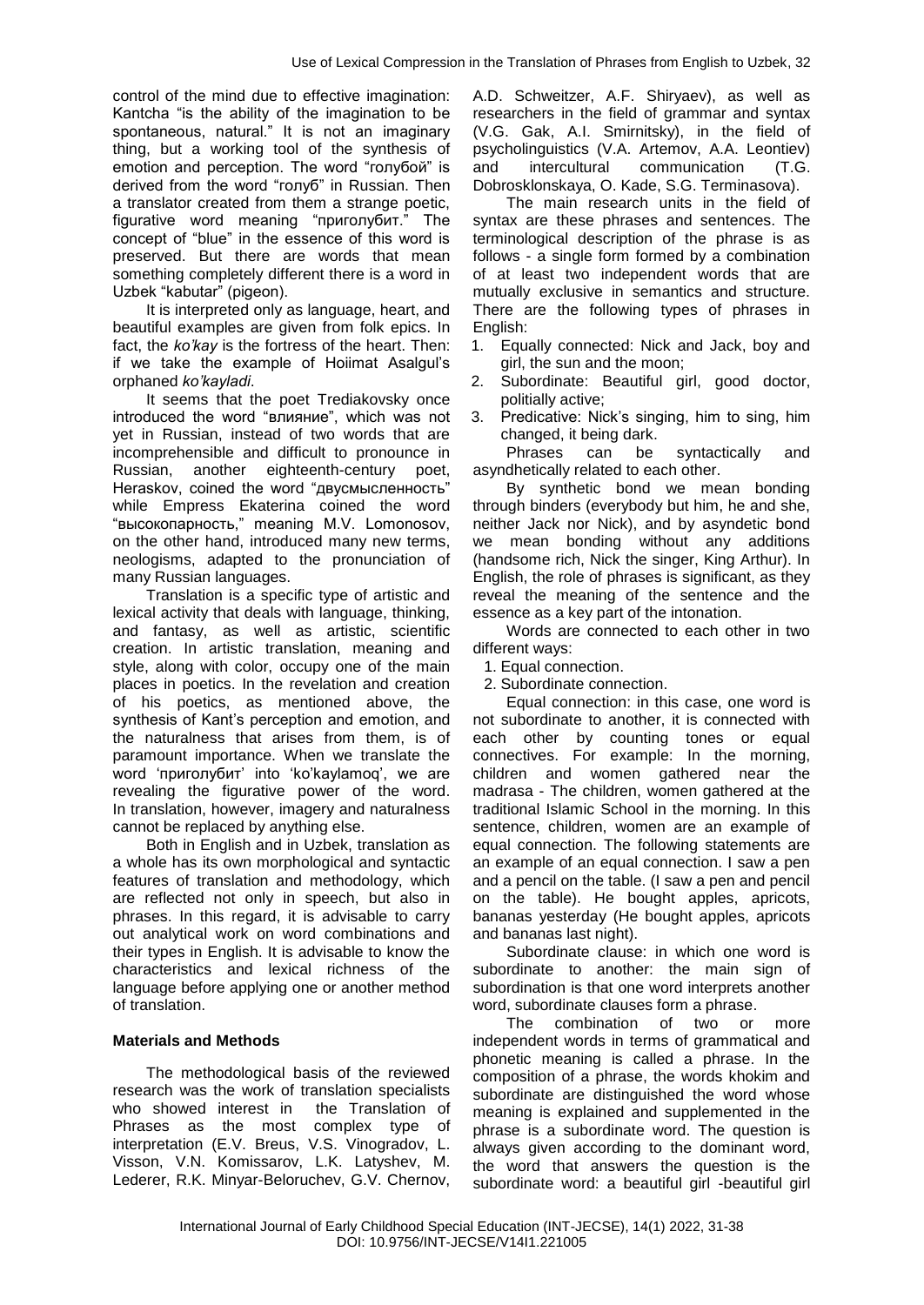control of the mind due to effective imagination: Kantcha "is the ability of the imagination to be spontaneous, natural." It is not an imaginary thing, but a working tool of the synthesis of emotion and perception. The word "голубой" is derived from the word "голуб" in Russian. Then a translator created from them a strange poetic, figurative word meaning "приголубит." The concept of "blue" in the essence of this word is preserved. But there are words that mean something completely different there is a word in Uzbek "kabutar" (pigeon).

It is interpreted only as language, heart, and beautiful examples are given from folk epics. In fact, the *ko'kay* is the fortress of the heart. Then: if we take the example of Hoiimat Asalgul's orphaned *ko'kayladi*.

It seems that the poet Trediakovsky once introduced the word "влияние", which was not yet in Russian, instead of two words that are incomprehensible and difficult to pronounce in Russian, another eighteenth-century poet, Heraskov, coined the word "двусмысленность" while Empress Ekaterina coined the word "высокопарность," meaning M.V. Lomonosov, on the other hand, introduced many new terms, neologisms, adapted to the pronunciation of many Russian languages.

Translation is a specific type of artistic and lexical activity that deals with language, thinking, and fantasy, as well as artistic, scientific creation. In artistic translation, meaning and style, along with color, occupy one of the main places in poetics. In the revelation and creation of his poetics, as mentioned above, the synthesis of Kant's perception and emotion, and the naturalness that arises from them, is of paramount importance. When we translate the word 'приголубит' into 'ko'kaylamoq', we are revealing the figurative power of the word. In translation, however, imagery and naturalness cannot be replaced by anything else.

Both in English and in Uzbek, translation as a whole has its own morphological and syntactic features of translation and methodology, which are reflected not only in speech, but also in phrases. In this regard, it is advisable to carry out analytical work on word combinations and their types in English. It is advisable to know the characteristics and lexical richness of the language before applying one or another method of translation.

## Materials and Methods

The methodological basis of the reviewed research was the work of translation specialists who showed interest in the Translation of Phrases as the most complex type of interpretation (E.V. Breus, V.S. Vinogradov, L. Visson, V.N. Komissarov, L.K. Latyshev, M. Lederer, R.K. Minyar-Beloruchev, G.V. Chernov, A.D. Schweitzer, A.F. Shiryaev), as well as researchers in the field of grammar and syntax (V.G. Gak, A.I. Smirnitsky), in the field of psycholinguistics (V.A. Artemov, A.A. Leontiev) and intercultural communication (T.G. Dobrosklonskaya, O. Kade, S.G. Terminasova).

The main research units in the field of syntax are these phrases and sentences. The terminological description of the phrase is as follows - a single form formed by a combination of at least two independent words that are mutually exclusive in semantics and structure. There are the following types of phrases in English:

1. Equally connected: Nick and Jack, boy and girl, the sun and the moon;
2. Subordinate: Beautiful girl, good doctor, politially active;
3. Predicative: Nick's singing, him to sing, him changed, it being dark.

Phrases can be syntactically and asyndhetically related to each other.

By synthetic bond we mean bonding through binders (everybody but him, he and she, neither Jack nor Nick), and by asyndetic bond we mean bonding without any additions (handsome rich, Nick the singer, King Arthur). In English, the role of phrases is significant, as they reveal the meaning of the sentence and the essence as a key part of the intonation.

Words are connected to each other in two different ways:

1. Equal connection.
2. Subordinate connection.

Equal connection: in this case, one word is not subordinate to another, it is connected with each other by counting tones or equal connectives. For example: In the morning, children and women gathered near the madrasa - The children, women gathered at the traditional Islamic School in the morning. In this sentence, children, women are an example of equal connection. The following statements are an example of an equal connection. I saw a pen and a pencil on the table. (I saw a pen and pencil on the table). He bought apples, apricots, bananas yesterday (He bought apples, apricots and bananas last night).

Subordinate clause: in which one word is subordinate to another: the main sign of subordination is that one word interprets another word, subordinate clauses form a phrase.

The combination of two or more independent words in terms of grammatical and phonetic meaning is called a phrase. In the composition of a phrase, the words khokim and subordinate are distinguished the word whose meaning is explained and supplemented in the phrase is a subordinate word. The question is always given according to the dominant word, the word that answers the question is the subordinate word: a beautiful girl -beautiful girl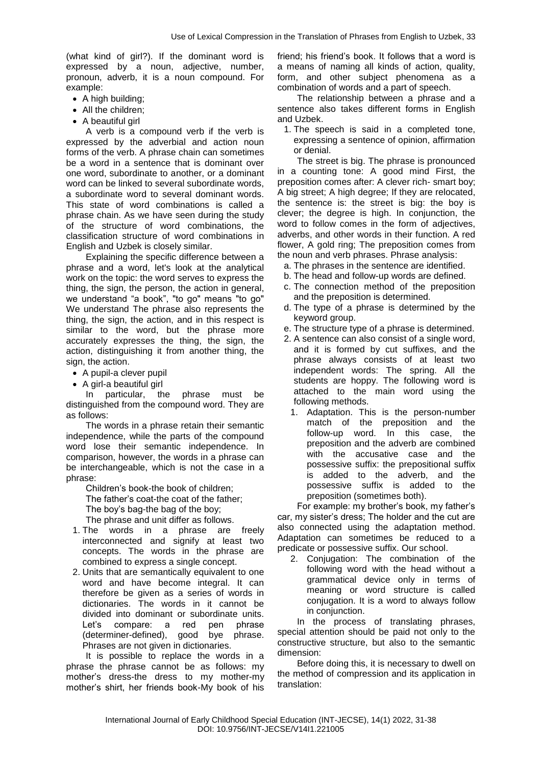(what kind of girl?). If the dominant word is expressed by a noun, adjective, number, pronoun, adverb, it is a noun compound. For example:

- A high building;
- All the children;
- A beautiful girl

A verb is a compound verb if the verb is expressed by the adverbial and action noun forms of the verb. A phrase chain can sometimes be a word in a sentence that is dominant over one word, subordinate to another, or a dominant word can be linked to several subordinate words, a subordinate word to several dominant words. This state of word combinations is called a phrase chain. As we have seen during the study of the structure of word combinations, the classification structure of word combinations in English and Uzbek is closely similar.

Explaining the specific difference between a phrase and a word, let's look at the analytical work on the topic: the word serves to express the thing, the sign, the person, the action in general, we understand "a book", "to go" means "to go" We understand The phrase also represents the thing, the sign, the action, and in this respect is similar to the word, but the phrase more accurately expresses the thing, the sign, the action, distinguishing it from another thing, the sign, the action.

- A pupil-a clever pupil
- A girl-a beautiful girl

In particular, the phrase must be distinguished from the compound word. They are as follows:

The words in a phrase retain their semantic independence, while the parts of the compound word lose their semantic independence. In comparison, however, the words in a phrase can be interchangeable, which is not the case in a phrase:

Children's book-the book of children;
The father's coat-the coat of the father;
The boy's bag-the bag of the boy;
The phrase and unit differ as follows.

1. The words in a phrase are freely interconnected and signify at least two concepts. The words in the phrase are combined to express a single concept.
2. Units that are semantically equivalent to one word and have become integral. It can therefore be given as a series of words in dictionaries. The words in it cannot be divided into dominant or subordinate units. Let's compare: a red pen phrase (determiner-defined), good bye phrase. Phrases are not given in dictionaries.

It is possible to replace the words in a phrase the phrase cannot be as follows: my mother's dress-the dress to my mother-my mother's shirt, her friends book-My book of his friend; his friend's book. It follows that a word is a means of naming all kinds of action, quality, form, and other subject phenomena as a combination of words and a part of speech.

The relationship between a phrase and a sentence also takes different forms in English and Uzbek.

1. The speech is said in a completed tone, expressing a sentence of opinion, affirmation or denial.

The street is big. The phrase is pronounced in a counting tone: A good mind First, the preposition comes after: A clever rich- smart boy; A big street; A high degree; If they are relocated, the sentence is: the street is big: the boy is clever; the degree is high. In conjunction, the word to follow comes in the form of adjectives, adverbs, and other words in their function. A red flower, A gold ring; The preposition comes from the noun and verb phrases. Phrase analysis:

a. The phrases in the sentence are identified.
b. The head and follow-up words are defined.
c. The connection method of the preposition and the preposition is determined.
d. The type of a phrase is determined by the keyword group.
e. The structure type of a phrase is determined.

2. A sentence can also consist of a single word, and it is formed by cut suffixes, and the phrase always consists of at least two independent words: The spring. All the students are hoppy. The following word is attached to the main word using the following methods.
   1. Adaptation. This is the person-number match of the preposition and the follow-up word. In this case, the preposition and the adverb are combined with the accusative case and the possessive suffix: the prepositional suffix is added to the adverb, and the possessive suffix is added to the preposition (sometimes both).

For example: my brother's book, my father's car, my sister's dress; The holder and the cut are also connected using the adaptation method. Adaptation can sometimes be reduced to a predicate or possessive suffix. Our school.

   2. Conjugation: The combination of the following word with the head without a grammatical device only in terms of meaning or word structure is called conjugation. It is a word to always follow in conjunction.

In the process of translating phrases, special attention should be paid not only to the constructive structure, but also to the semantic dimension:

Before doing this, it is necessary to dwell on the method of compression and its application in translation: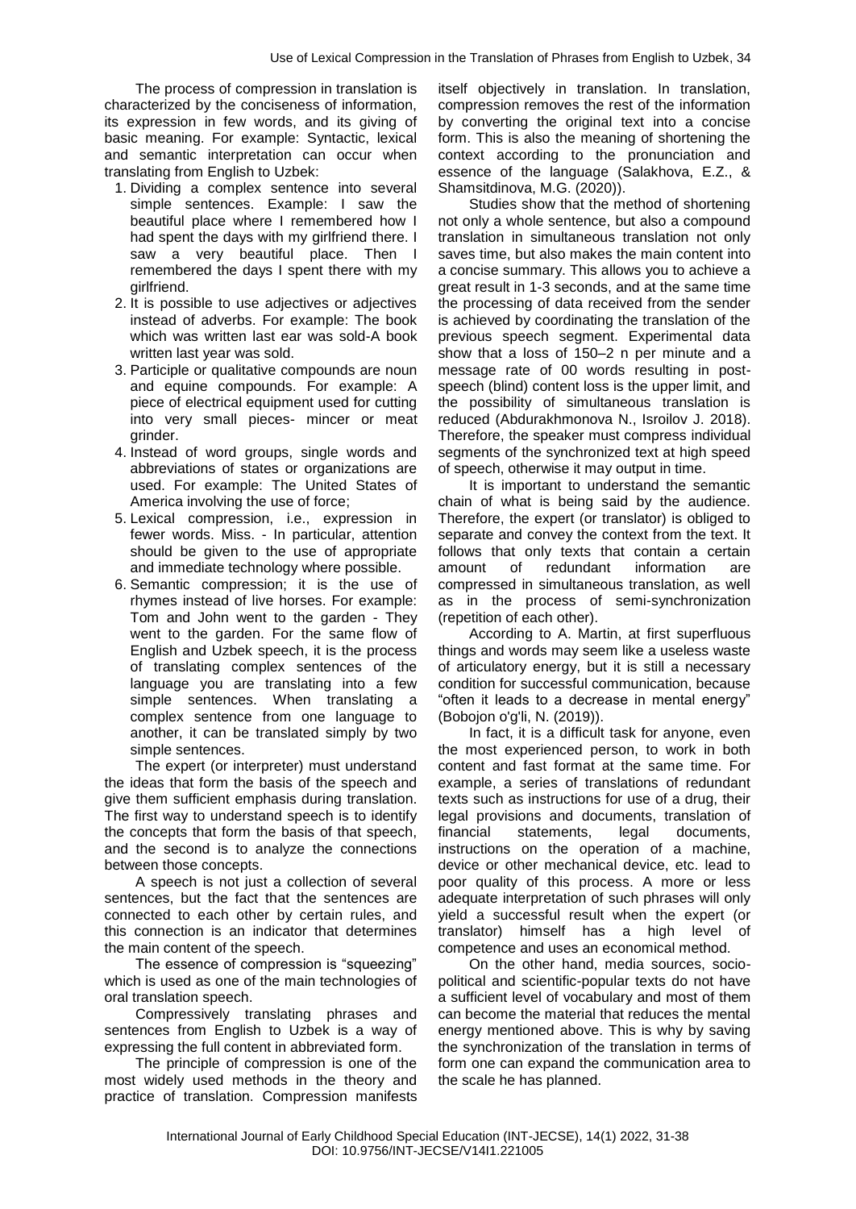The process of compression in translation is characterized by the conciseness of information, its expression in few words, and its giving of basic meaning. For example: Syntactic, lexical and semantic interpretation can occur when translating from English to Uzbek:

1. Dividing a complex sentence into several simple sentences. Example: I saw the beautiful place where I remembered how I had spent the days with my girlfriend there. I saw a very beautiful place. Then I remembered the days I spent there with my girlfriend.
2. It is possible to use adjectives or adjectives instead of adverbs. For example: The book which was written last ear was sold-A book written last year was sold.
3. Participle or qualitative compounds are noun and equine compounds. For example: A piece of electrical equipment used for cutting into very small pieces- mincer or meat grinder.
4. Instead of word groups, single words and abbreviations of states or organizations are used. For example: The United States of America involving the use of force;
5. Lexical compression, i.e., expression in fewer words. Miss. - In particular, attention should be given to the use of appropriate and immediate technology where possible.
6. Semantic compression; it is the use of rhymes instead of live horses. For example: Tom and John went to the garden - They went to the garden. For the same flow of English and Uzbek speech, it is the process of translating complex sentences of the language you are translating into a few simple sentences. When translating a complex sentence from one language to another, it can be translated simply by two simple sentences.

The expert (or interpreter) must understand the ideas that form the basis of the speech and give them sufficient emphasis during translation. The first way to understand speech is to identify the concepts that form the basis of that speech, and the second is to analyze the connections between those concepts.

A speech is not just a collection of several sentences, but the fact that the sentences are connected to each other by certain rules, and this connection is an indicator that determines the main content of the speech.

The essence of compression is "squeezing" which is used as one of the main technologies of oral translation speech.

Compressively translating phrases and sentences from English to Uzbek is a way of expressing the full content in abbreviated form.

The principle of compression is one of the most widely used methods in the theory and practice of translation. Compression manifests itself objectively in translation. In translation, compression removes the rest of the information by converting the original text into a concise form. This is also the meaning of shortening the context according to the pronunciation and essence of the language (Salakhova, E.Z., & Shamsitdinova, M.G. (2020)).

Studies show that the method of shortening not only a whole sentence, but also a compound translation in simultaneous translation not only saves time, but also makes the main content into a concise summary. This allows you to achieve a great result in 1-3 seconds, and at the same time the processing of data received from the sender is achieved by coordinating the translation of the previous speech segment. Experimental data show that a loss of 150–2 n per minute and a message rate of 00 words resulting in post-speech (blind) content loss is the upper limit, and the possibility of simultaneous translation is reduced (Abdurakhmonova N., Isroilov J. 2018). Therefore, the speaker must compress individual segments of the synchronized text at high speed of speech, otherwise it may output in time.

It is important to understand the semantic chain of what is being said by the audience. Therefore, the expert (or translator) is obliged to separate and convey the context from the text. It follows that only texts that contain a certain amount of redundant information are compressed in simultaneous translation, as well as in the process of semi-synchronization (repetition of each other).

According to A. Martin, at first superfluous things and words may seem like a useless waste of articulatory energy, but it is still a necessary condition for successful communication, because "often it leads to a decrease in mental energy" (Bobojon o'g'li, N. (2019)).

In fact, it is a difficult task for anyone, even the most experienced person, to work in both content and fast format at the same time. For example, a series of translations of redundant texts such as instructions for use of a drug, their legal provisions and documents, translation of financial statements, legal documents, instructions on the operation of a machine, device or other mechanical device, etc. lead to poor quality of this process. A more or less adequate interpretation of such phrases will only yield a successful result when the expert (or translator) himself has a high level of competence and uses an economical method.

On the other hand, media sources, socio-political and scientific-popular texts do not have a sufficient level of vocabulary and most of them can become the material that reduces the mental energy mentioned above. This is why by saving the synchronization of the translation in terms of form one can expand the communication area to the scale he has planned.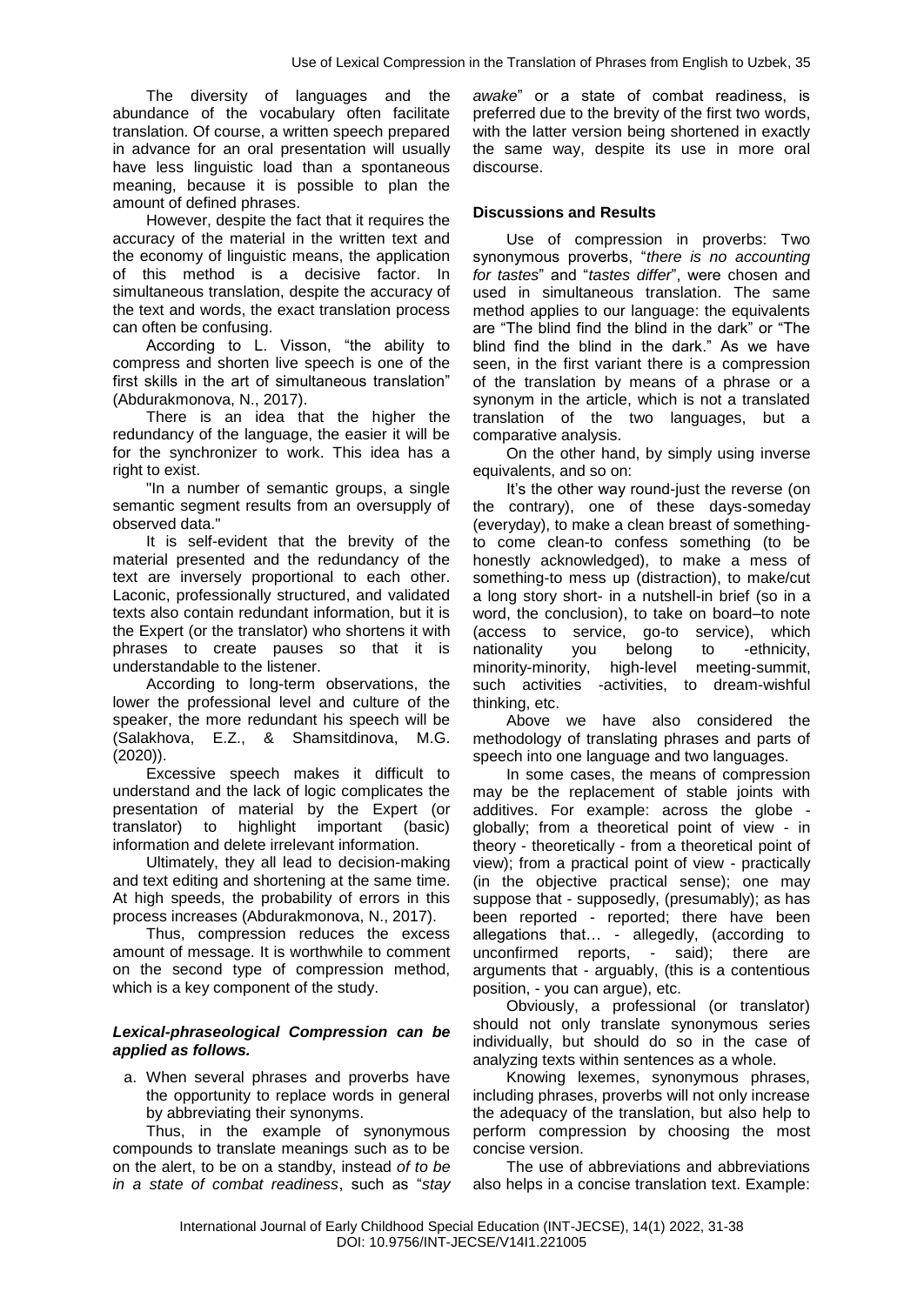The diversity of languages and the abundance of the vocabulary often facilitate translation. Of course, a written speech prepared in advance for an oral presentation will usually have less linguistic load than a spontaneous meaning, because it is possible to plan the amount of defined phrases.

However, despite the fact that it requires the accuracy of the material in the written text and the economy of linguistic means, the application of this method is a decisive factor. In simultaneous translation, despite the accuracy of the text and words, the exact translation process can often be confusing.

According to L. Visson, "the ability to compress and shorten live speech is one of the first skills in the art of simultaneous translation" (Abdurakmonova, N., 2017).

There is an idea that the higher the redundancy of the language, the easier it will be for the synchronizer to work. This idea has a right to exist.

"In a number of semantic groups, a single semantic segment results from an oversupply of observed data."

It is self-evident that the brevity of the material presented and the redundancy of the text are inversely proportional to each other. Laconic, professionally structured, and validated texts also contain redundant information, but it is the Expert (or the translator) who shortens it with phrases to create pauses so that it is understandable to the listener.

According to long-term observations, the lower the professional level and culture of the speaker, the more redundant his speech will be (Salakhova, E.Z., & Shamsitdinova, M.G. (2020)).

Excessive speech makes it difficult to understand and the lack of logic complicates the presentation of material by the Expert (or translator) to highlight important (basic) information and delete irrelevant information.

Ultimately, they all lead to decision-making and text editing and shortening at the same time. At high speeds, the probability of errors in this process increases (Abdurakmonova, N., 2017).

Thus, compression reduces the excess amount of message. It is worthwhile to comment on the second type of compression method, which is a key component of the study.

### *Lexical-phraseological Compression can be applied as follows.*

a. When several phrases and proverbs have the opportunity to replace words in general by abbreviating their synonyms.

Thus, in the example of synonymous compounds to translate meanings such as to be on the alert, to be on a standby, instead *of to be in a state of combat readiness*, such as "*stay awake*" or a state of combat readiness, is preferred due to the brevity of the first two words, with the latter version being shortened in exactly the same way, despite its use in more oral discourse.

### Discussions and Results

Use of compression in proverbs: Two synonymous proverbs, "*there is no accounting for tastes*" and "*tastes differ*", were chosen and used in simultaneous translation. The same method applies to our language: the equivalents are "The blind find the blind in the dark" or "The blind find the blind in the dark." As we have seen, in the first variant there is a compression of the translation by means of a phrase or a synonym in the article, which is not a translated translation of the two languages, but a comparative analysis.

On the other hand, by simply using inverse equivalents, and so on:

It's the other way round-just the reverse (on the contrary), one of these days-someday (everyday), to make a clean breast of something-to come clean-to confess something (to be honestly acknowledged), to make a mess of something-to mess up (distraction), to make/cut a long story short- in a nutshell-in brief (so in a word, the conclusion), to take on board–to note (access to service, go-to service), which nationality you belong to -ethnicity, minority-minority, high-level meeting-summit, such activities -activities, to dream-wishful thinking, etc.

Above we have also considered the methodology of translating phrases and parts of speech into one language and two languages.

In some cases, the means of compression may be the replacement of stable joints with additives. For example: across the globe - globally; from a theoretical point of view - in theory - theoretically - from a theoretical point of view); from a practical point of view - practically (in the objective practical sense); one may suppose that - supposedly, (presumably); as has been reported - reported; there have been allegations that… - allegedly, (according to unconfirmed reports, - said); there are arguments that - arguably, (this is a contentious position, - you can argue), etc.

Obviously, a professional (or translator) should not only translate synonymous series individually, but should do so in the case of analyzing texts within sentences as a whole.

Knowing lexemes, synonymous phrases, including phrases, proverbs will not only increase the adequacy of the translation, but also help to perform compression by choosing the most concise version.

The use of abbreviations and abbreviations also helps in a concise translation text. Example: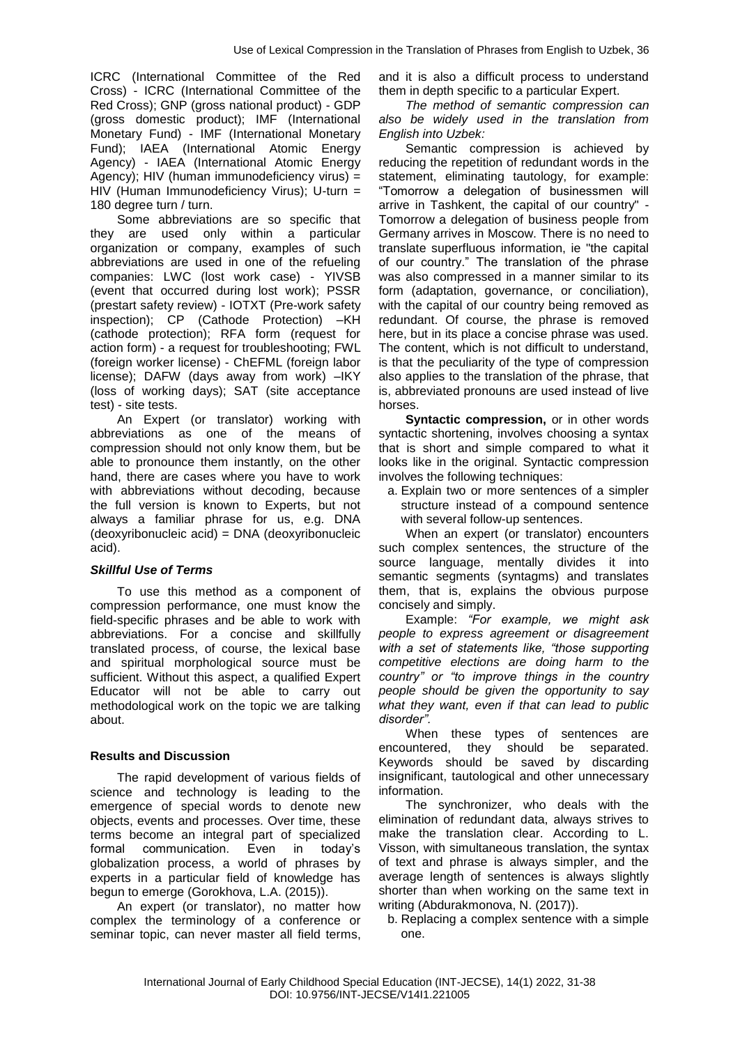ICRC (International Committee of the Red Cross) - ICRC (International Committee of the Red Cross); GNP (gross national product) - GDP (gross domestic product); IMF (International Monetary Fund) - IMF (International Monetary Fund); IAEA (International Atomic Energy Agency) - IAEA (International Atomic Energy Agency); HIV (human immunodeficiency virus) = HIV (Human Immunodeficiency Virus); U-turn = 180 degree turn / turn.

Some abbreviations are so specific that they are used only within a particular organization or company, examples of such abbreviations are used in one of the refueling companies: LWC (lost work case) - YIVSB (event that occurred during lost work); PSSR (prestart safety review) - IOTXT (Pre-work safety inspection); CP (Cathode Protection) –KH (cathode protection); RFA form (request for action form) - a request for troubleshooting; FWL (foreign worker license) - ChEFML (foreign labor license); DAFW (days away from work) –IKY (loss of working days); SAT (site acceptance test) - site tests.

An Expert (or translator) working with abbreviations as one of the means of compression should not only know them, but be able to pronounce them instantly, on the other hand, there are cases where you have to work with abbreviations without decoding, because the full version is known to Experts, but not always a familiar phrase for us, e.g. DNA (deoxyribonucleic acid) = DNA (deoxyribonucleic acid).

### *Skillful Use of Terms*

To use this method as a component of compression performance, one must know the field-specific phrases and be able to work with abbreviations. For a concise and skillfully translated process, of course, the lexical base and spiritual morphological source must be sufficient. Without this aspect, a qualified Expert Educator will not be able to carry out methodological work on the topic we are talking about.

## Results and Discussion

The rapid development of various fields of science and technology is leading to the emergence of special words to denote new objects, events and processes. Over time, these terms become an integral part of specialized formal communication. Even in today's globalization process, a world of phrases by experts in a particular field of knowledge has begun to emerge (Gorokhova, L.A. (2015)).

An expert (or translator), no matter how complex the terminology of a conference or seminar topic, can never master all field terms, and it is also a difficult process to understand them in depth specific to a particular Expert.

*The method of semantic compression can also be widely used in the translation from English into Uzbek:*

Semantic compression is achieved by reducing the repetition of redundant words in the statement, eliminating tautology, for example: "Tomorrow a delegation of businessmen will arrive in Tashkent, the capital of our country" - Tomorrow a delegation of business people from Germany arrives in Moscow. There is no need to translate superfluous information, ie "the capital of our country." The translation of the phrase was also compressed in a manner similar to its form (adaptation, governance, or conciliation), with the capital of our country being removed as redundant. Of course, the phrase is removed here, but in its place a concise phrase was used. The content, which is not difficult to understand, is that the peculiarity of the type of compression also applies to the translation of the phrase, that is, abbreviated pronouns are used instead of live horses.

**Syntactic compression,** or in other words syntactic shortening, involves choosing a syntax that is short and simple compared to what it looks like in the original. Syntactic compression involves the following techniques:

a. Explain two or more sentences of a simpler structure instead of a compound sentence with several follow-up sentences.

When an expert (or translator) encounters such complex sentences, the structure of the source language, mentally divides it into semantic segments (syntagms) and translates them, that is, explains the obvious purpose concisely and simply.

Example: *"For example, we might ask people to express agreement or disagreement with a set of statements like, "those supporting competitive elections are doing harm to the country" or "to improve things in the country people should be given the opportunity to say what they want, even if that can lead to public disorder".*

When these types of sentences are encountered, they should be separated. Keywords should be saved by discarding insignificant, tautological and other unnecessary information.

The synchronizer, who deals with the elimination of redundant data, always strives to make the translation clear. According to L. Visson, with simultaneous translation, the syntax of text and phrase is always simpler, and the average length of sentences is always slightly shorter than when working on the same text in writing (Abdurakmonova, N. (2017)).

b. Replacing a complex sentence with a simple one.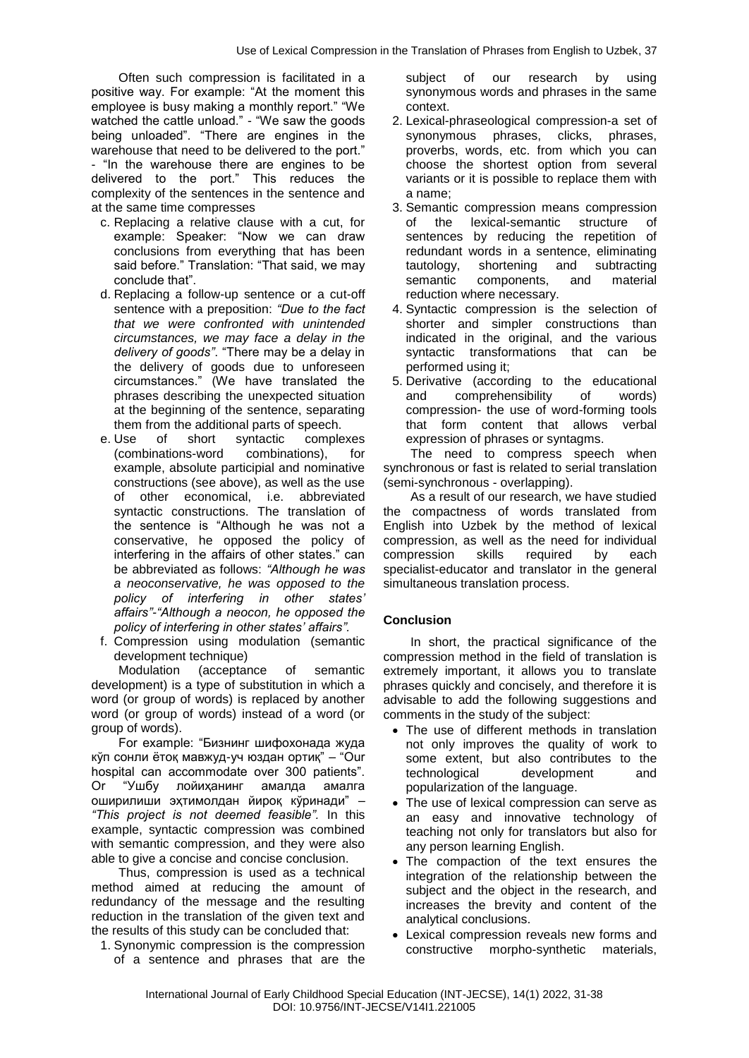Often such compression is facilitated in a positive way. For example: "At the moment this employee is busy making a monthly report." "We watched the cattle unload." - "We saw the goods being unloaded". "There are engines in the warehouse that need to be delivered to the port." - "In the warehouse there are engines to be delivered to the port." This reduces the complexity of the sentences in the sentence and at the same time compresses

c. Replacing a relative clause with a cut, for example: Speaker: "Now we can draw conclusions from everything that has been said before." Translation: "That said, we may conclude that".
d. Replacing a follow-up sentence or a cut-off sentence with a preposition: *"Due to the fact that we were confronted with unintended circumstances, we may face a delay in the delivery of goods"*. "There may be a delay in the delivery of goods due to unforeseen circumstances." (We have translated the phrases describing the unexpected situation at the beginning of the sentence, separating them from the additional parts of speech.
e. Use of short syntactic complexes (combinations-word combinations), for example, absolute participial and nominative constructions (see above), as well as the use of other economical, i.e. abbreviated syntactic constructions. The translation of the sentence is "Although he was not a conservative, he opposed the policy of interfering in the affairs of other states." can be abbreviated as follows: *"Although he was a neoconservative, he was opposed to the policy of interfering in other states' affairs"-"Although a neocon, he opposed the policy of interfering in other states' affairs".*
f. Compression using modulation (semantic development technique)

Modulation (acceptance of semantic development) is a type of substitution in which a word (or group of words) is replaced by another word (or group of words) instead of a word (or group of words).

For example: "Бизнинг шифохонада жуда кўп сонли ётоқ мавжуд-уч юздан ортиқ" – "Our hospital can accommodate over 300 patients". Or "Ушбу лойиҳанинг амалда амалга оширилиши эҳтимолдан йироқ кўринади" – *"This project is not deemed feasible".* In this example, syntactic compression was combined with semantic compression, and they were also able to give a concise and concise conclusion.

Thus, compression is used as a technical method aimed at reducing the amount of redundancy of the message and the resulting reduction in the translation of the given text and the results of this study can be concluded that:

1. Synonymic compression is the compression of a sentence and phrases that are the subject of our research by using synonymous words and phrases in the same context.
2. Lexical-phraseological compression-a set of synonymous phrases, clicks, phrases, proverbs, words, etc. from which you can choose the shortest option from several variants or it is possible to replace them with a name;
3. Semantic compression means compression of the lexical-semantic structure of sentences by reducing the repetition of redundant words in a sentence, eliminating tautology, shortening and subtracting semantic components, and material reduction where necessary.
4. Syntactic compression is the selection of shorter and simpler constructions than indicated in the original, and the various syntactic transformations that can be performed using it;
5. Derivative (according to the educational and comprehensibility of words) compression- the use of word-forming tools that form content that allows verbal expression of phrases or syntagms.

The need to compress speech when synchronous or fast is related to serial translation (semi-synchronous - overlapping).

As a result of our research, we have studied the compactness of words translated from English into Uzbek by the method of lexical compression, as well as the need for individual compression skills required by each specialist-educator and translator in the general simultaneous translation process.

## Conclusion

In short, the practical significance of the compression method in the field of translation is extremely important, it allows you to translate phrases quickly and concisely, and therefore it is advisable to add the following suggestions and comments in the study of the subject:

- The use of different methods in translation not only improves the quality of work to some extent, but also contributes to the technological development and popularization of the language.
- The use of lexical compression can serve as an easy and innovative technology of teaching not only for translators but also for any person learning English.
- The compaction of the text ensures the integration of the relationship between the subject and the object in the research, and increases the brevity and content of the analytical conclusions.
- Lexical compression reveals new forms and constructive morpho-synthetic materials,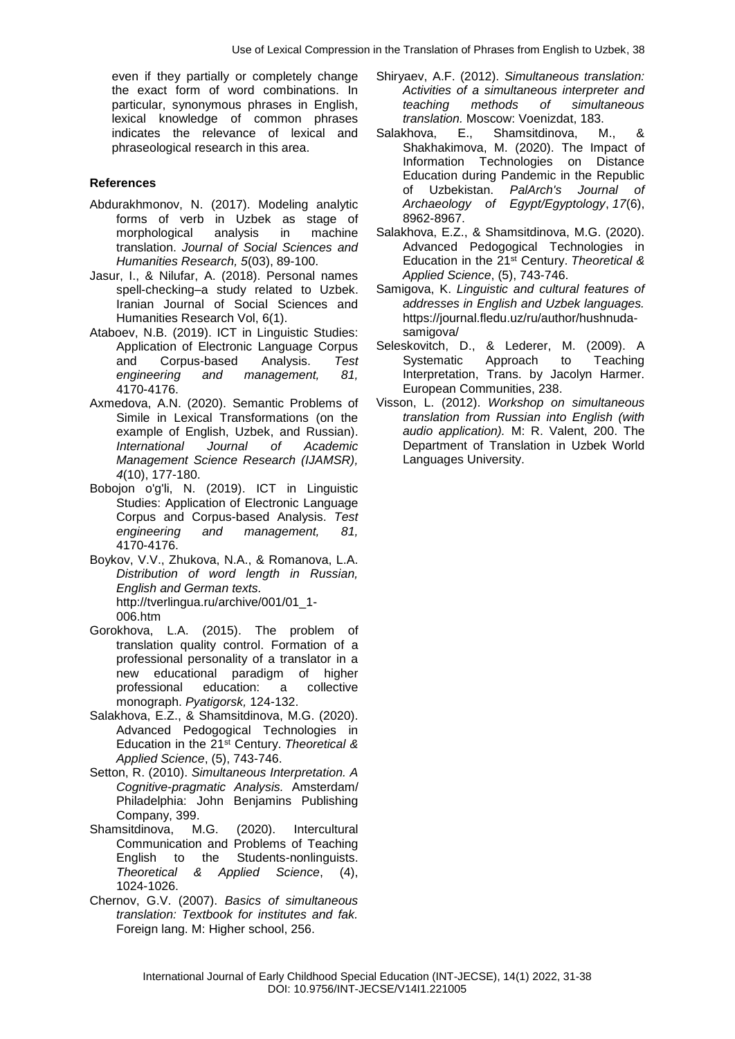even if they partially or completely change the exact form of word combinations. In particular, synonymous phrases in English, lexical knowledge of common phrases indicates the relevance of lexical and phraseological research in this area.

## References

Abdurakhmonov, N. (2017). Modeling analytic forms of verb in Uzbek as stage of morphological analysis in machine translation. *Journal of Social Sciences and Humanities Research, 5*(03), 89-100.

Jasur, I., & Nilufar, A. (2018). Personal names spell-checking–a study related to Uzbek. Iranian Journal of Social Sciences and Humanities Research Vol, 6(1).

Ataboev, N.B. (2019). ICT in Linguistic Studies: Application of Electronic Language Corpus and Corpus-based Analysis. *Test engineering and management, 81,* 4170-4176.

Axmedova, A.N. (2020). Semantic Problems of Simile in Lexical Transformations (on the example of English, Uzbek, and Russian). *International Journal of Academic Management Science Research (IJAMSR), 4*(10), 177-180.

Bobojon o'g'li, N. (2019). ICT in Linguistic Studies: Application of Electronic Language Corpus and Corpus-based Analysis. *Test engineering and management, 81,* 4170-4176.

Boykov, V.V., Zhukova, N.A., & Romanova, L.A. *Distribution of word length in Russian, English and German texts.* http://tverlingua.ru/archive/001/01_1-006.htm

Gorokhova, L.A. (2015). The problem of translation quality control. Formation of a professional personality of a translator in a new educational paradigm of higher professional education: a collective monograph. *Pyatigorsk,* 124-132.

Salakhova, E.Z., & Shamsitdinova, M.G. (2020). Advanced Pedogogical Technologies in Education in the 21st Century. *Theoretical & Applied Science*, (5), 743-746.

Setton, R. (2010). *Simultaneous Interpretation. A Cognitive-pragmatic Analysis.* Amsterdam/ Philadelphia: John Benjamins Publishing Company, 399.

Shamsitdinova, M.G. (2020). Intercultural Communication and Problems of Teaching English to the Students-nonlinguists. *Theoretical & Applied Science*, (4), 1024-1026.

Chernov, G.V. (2007). *Basics of simultaneous translation: Textbook for institutes and fak.* Foreign lang. M: Higher school, 256.

Shiryaev, A.F. (2012). *Simultaneous translation: Activities of a simultaneous interpreter and teaching methods of simultaneous translation.* Moscow: Voenizdat, 183.

Salakhova, E., Shamsitdinova, M., & Shakhakimova, M. (2020). The Impact of Information Technologies on Distance Education during Pandemic in the Republic of Uzbekistan. *PalArch's Journal of Archaeology of Egypt/Egyptology*, *17*(6), 8962-8967.

Salakhova, E.Z., & Shamsitdinova, M.G. (2020). Advanced Pedogogical Technologies in Education in the 21st Century. *Theoretical & Applied Science*, (5), 743-746.

Samigova, K. *Linguistic and cultural features of addresses in English and Uzbek languages.* https://journal.fledu.uz/ru/author/hushnuda-samigova/

Seleskovitch, D., & Lederer, M. (2009). A Systematic Approach to Teaching Interpretation, Trans. by Jacolyn Harmer. European Communities, 238.

Visson, L. (2012). *Workshop on simultaneous translation from Russian into English (with audio application).* M: R. Valent, 200. The Department of Translation in Uzbek World Languages University.